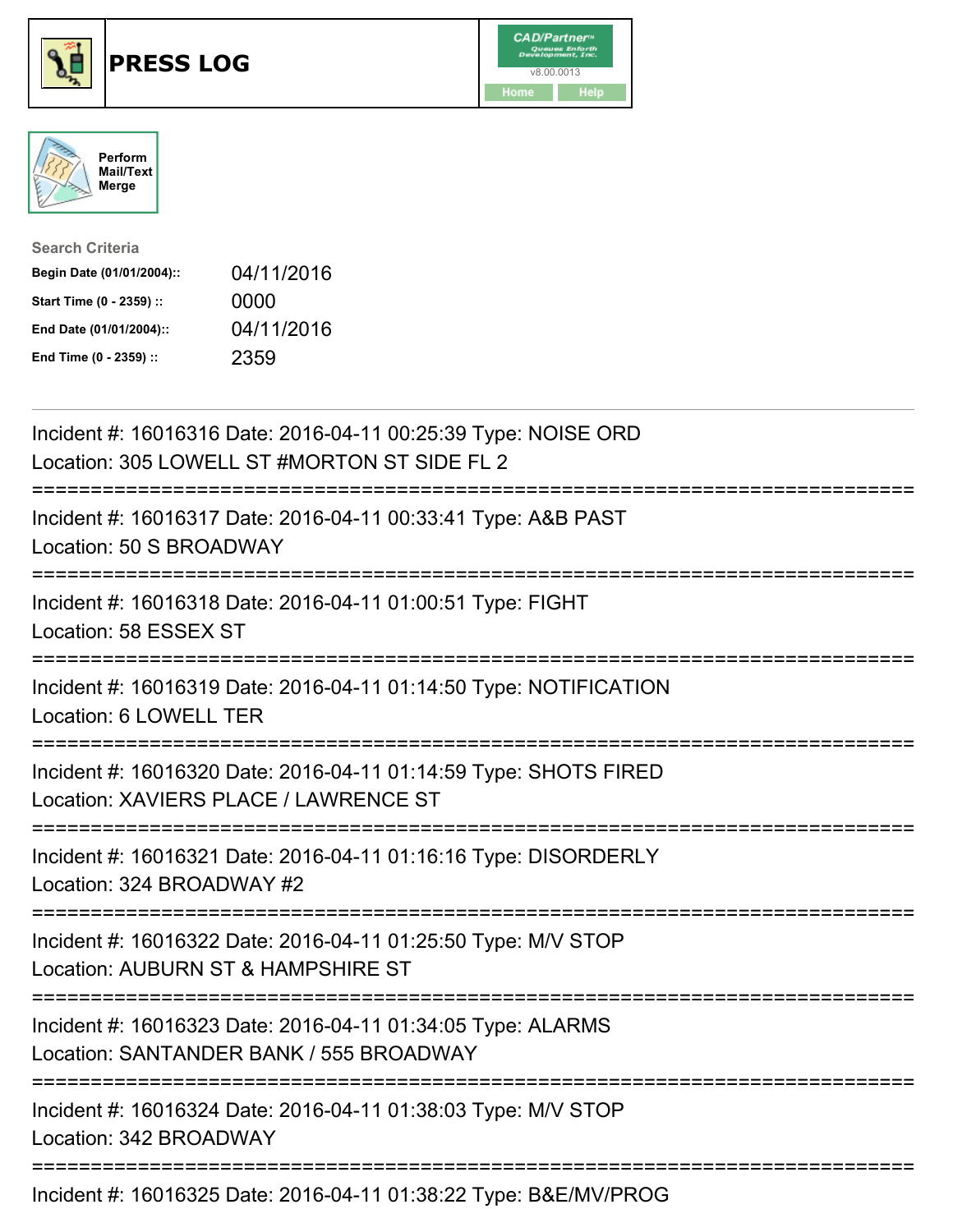# PRESS LOG

Perform Mail/Text Merge

**Search Criteria**

| | |
|---|---|
| **Begin Date (01/01/2004)::** | 04/11/2016 |
| **Start Time (0 - 2359) ::** | 0000 |
| **End Date (01/01/2004)::** | 04/11/2016 |
| **End Time (0 - 2359) ::** | 2359 |

Incident #: 16016316 Date: 2016-04-11 00:25:39 Type: NOISE ORD
Location: 305 LOWELL ST #MORTON ST SIDE FL 2

===========================================================================

Incident #: 16016317 Date: 2016-04-11 00:33:41 Type: A&B PAST
Location: 50 S BROADWAY

===========================================================================

Incident #: 16016318 Date: 2016-04-11 01:00:51 Type: FIGHT
Location: 58 ESSEX ST

===========================================================================

Incident #: 16016319 Date: 2016-04-11 01:14:50 Type: NOTIFICATION
Location: 6 LOWELL TER

===========================================================================

Incident #: 16016320 Date: 2016-04-11 01:14:59 Type: SHOTS FIRED
Location: XAVIERS PLACE / LAWRENCE ST

===========================================================================

Incident #: 16016321 Date: 2016-04-11 01:16:16 Type: DISORDERLY
Location: 324 BROADWAY #2

===========================================================================

Incident #: 16016322 Date: 2016-04-11 01:25:50 Type: M/V STOP
Location: AUBURN ST & HAMPSHIRE ST

===========================================================================

Incident #: 16016323 Date: 2016-04-11 01:34:05 Type: ALARMS
Location: SANTANDER BANK / 555 BROADWAY

===========================================================================

Incident #: 16016324 Date: 2016-04-11 01:38:03 Type: M/V STOP
Location: 342 BROADWAY

===========================================================================

Incident #: 16016325 Date: 2016-04-11 01:38:22 Type: B&E/MV/PROG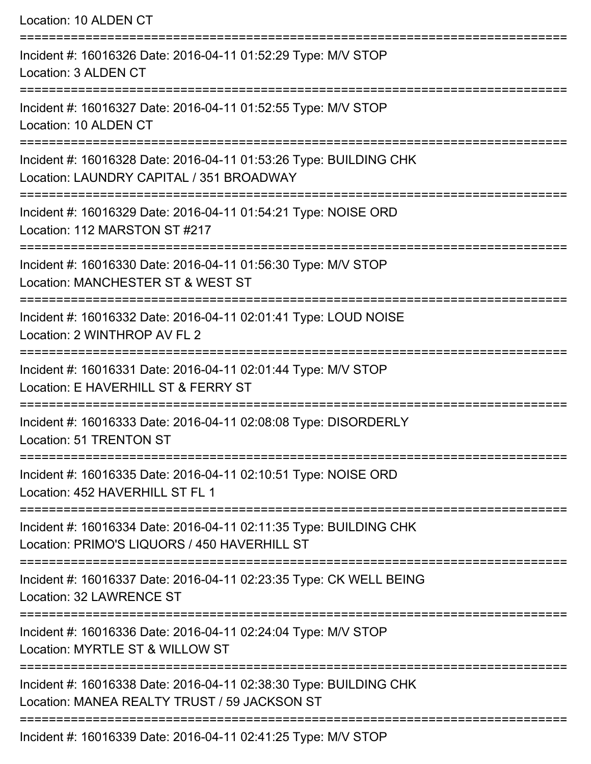Location: 10 ALDEN CT

===========================================================================

Incident #: 16016326 Date: 2016-04-11 01:52:29 Type: M/V STOP
Location: 3 ALDEN CT

===========================================================================

Incident #: 16016327 Date: 2016-04-11 01:52:55 Type: M/V STOP
Location: 10 ALDEN CT

===========================================================================

Incident #: 16016328 Date: 2016-04-11 01:53:26 Type: BUILDING CHK
Location: LAUNDRY CAPITAL / 351 BROADWAY

===========================================================================

Incident #: 16016329 Date: 2016-04-11 01:54:21 Type: NOISE ORD
Location: 112 MARSTON ST #217

===========================================================================

Incident #: 16016330 Date: 2016-04-11 01:56:30 Type: M/V STOP
Location: MANCHESTER ST & WEST ST

===========================================================================

Incident #: 16016332 Date: 2016-04-11 02:01:41 Type: LOUD NOISE
Location: 2 WINTHROP AV FL 2

===========================================================================

Incident #: 16016331 Date: 2016-04-11 02:01:44 Type: M/V STOP
Location: E HAVERHILL ST & FERRY ST

===========================================================================

Incident #: 16016333 Date: 2016-04-11 02:08:08 Type: DISORDERLY
Location: 51 TRENTON ST

===========================================================================

Incident #: 16016335 Date: 2016-04-11 02:10:51 Type: NOISE ORD
Location: 452 HAVERHILL ST FL 1

===========================================================================

Incident #: 16016334 Date: 2016-04-11 02:11:35 Type: BUILDING CHK
Location: PRIMO'S LIQUORS / 450 HAVERHILL ST

===========================================================================

Incident #: 16016337 Date: 2016-04-11 02:23:35 Type: CK WELL BEING
Location: 32 LAWRENCE ST

===========================================================================

Incident #: 16016336 Date: 2016-04-11 02:24:04 Type: M/V STOP
Location: MYRTLE ST & WILLOW ST

===========================================================================

Incident #: 16016338 Date: 2016-04-11 02:38:30 Type: BUILDING CHK
Location: MANEA REALTY TRUST / 59 JACKSON ST

===========================================================================

Incident #: 16016339 Date: 2016-04-11 02:41:25 Type: M/V STOP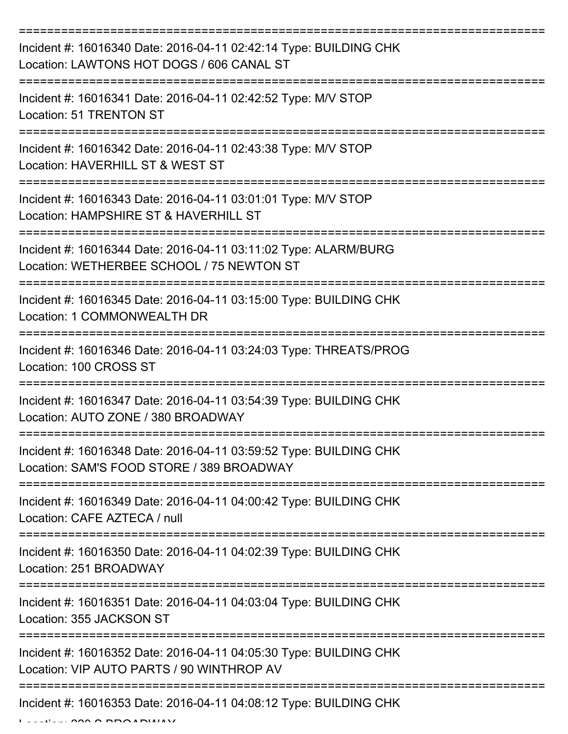===========================================================================

Incident #: 16016340 Date: 2016-04-11 02:42:14 Type: BUILDING CHK
Location: LAWTONS HOT DOGS / 606 CANAL ST

===========================================================================

Incident #: 16016341 Date: 2016-04-11 02:42:52 Type: M/V STOP
Location: 51 TRENTON ST

===========================================================================

Incident #: 16016342 Date: 2016-04-11 02:43:38 Type: M/V STOP
Location: HAVERHILL ST & WEST ST

===========================================================================

Incident #: 16016343 Date: 2016-04-11 03:01:01 Type: M/V STOP
Location: HAMPSHIRE ST & HAVERHILL ST

===========================================================================

Incident #: 16016344 Date: 2016-04-11 03:11:02 Type: ALARM/BURG
Location: WETHERBEE SCHOOL / 75 NEWTON ST

===========================================================================

Incident #: 16016345 Date: 2016-04-11 03:15:00 Type: BUILDING CHK
Location: 1 COMMONWEALTH DR

===========================================================================

Incident #: 16016346 Date: 2016-04-11 03:24:03 Type: THREATS/PROG
Location: 100 CROSS ST

===========================================================================

Incident #: 16016347 Date: 2016-04-11 03:54:39 Type: BUILDING CHK
Location: AUTO ZONE / 380 BROADWAY

===========================================================================

Incident #: 16016348 Date: 2016-04-11 03:59:52 Type: BUILDING CHK
Location: SAM'S FOOD STORE / 389 BROADWAY

===========================================================================

Incident #: 16016349 Date: 2016-04-11 04:00:42 Type: BUILDING CHK
Location: CAFE AZTECA / null

===========================================================================

Incident #: 16016350 Date: 2016-04-11 04:02:39 Type: BUILDING CHK
Location: 251 BROADWAY

===========================================================================

Incident #: 16016351 Date: 2016-04-11 04:03:04 Type: BUILDING CHK
Location: 355 JACKSON ST

===========================================================================

Incident #: 16016352 Date: 2016-04-11 04:05:30 Type: BUILDING CHK
Location: VIP AUTO PARTS / 90 WINTHROP AV

===========================================================================

Incident #: 16016353 Date: 2016-04-11 04:08:12 Type: BUILDING CHK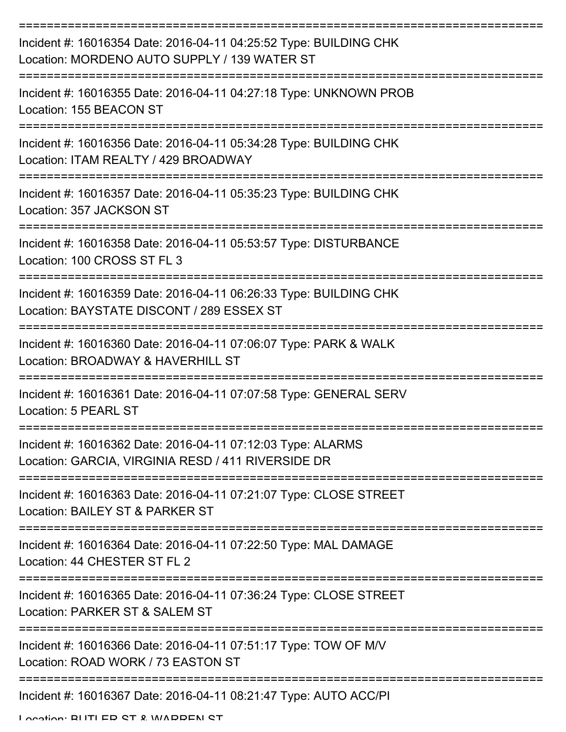===========================================================================

Incident #: 16016354 Date: 2016-04-11 04:25:52 Type: BUILDING CHK
Location: MORDENO AUTO SUPPLY / 139 WATER ST

===========================================================================

Incident #: 16016355 Date: 2016-04-11 04:27:18 Type: UNKNOWN PROB
Location: 155 BEACON ST

===========================================================================

Incident #: 16016356 Date: 2016-04-11 05:34:28 Type: BUILDING CHK
Location: ITAM REALTY / 429 BROADWAY

===========================================================================

Incident #: 16016357 Date: 2016-04-11 05:35:23 Type: BUILDING CHK
Location: 357 JACKSON ST

===========================================================================

Incident #: 16016358 Date: 2016-04-11 05:53:57 Type: DISTURBANCE
Location: 100 CROSS ST FL 3

===========================================================================

Incident #: 16016359 Date: 2016-04-11 06:26:33 Type: BUILDING CHK
Location: BAYSTATE DISCONT / 289 ESSEX ST

===========================================================================

Incident #: 16016360 Date: 2016-04-11 07:06:07 Type: PARK & WALK
Location: BROADWAY & HAVERHILL ST

===========================================================================

Incident #: 16016361 Date: 2016-04-11 07:07:58 Type: GENERAL SERV
Location: 5 PEARL ST

===========================================================================

Incident #: 16016362 Date: 2016-04-11 07:12:03 Type: ALARMS
Location: GARCIA, VIRGINIA RESD / 411 RIVERSIDE DR

===========================================================================

Incident #: 16016363 Date: 2016-04-11 07:21:07 Type: CLOSE STREET
Location: BAILEY ST & PARKER ST

===========================================================================

Incident #: 16016364 Date: 2016-04-11 07:22:50 Type: MAL DAMAGE
Location: 44 CHESTER ST FL 2

===========================================================================

Incident #: 16016365 Date: 2016-04-11 07:36:24 Type: CLOSE STREET
Location: PARKER ST & SALEM ST

===========================================================================

Incident #: 16016366 Date: 2016-04-11 07:51:17 Type: TOW OF M/V
Location: ROAD WORK / 73 EASTON ST

===========================================================================

Incident #: 16016367 Date: 2016-04-11 08:21:47 Type: AUTO ACC/PI
Location: BUTLER ST & WARREN ST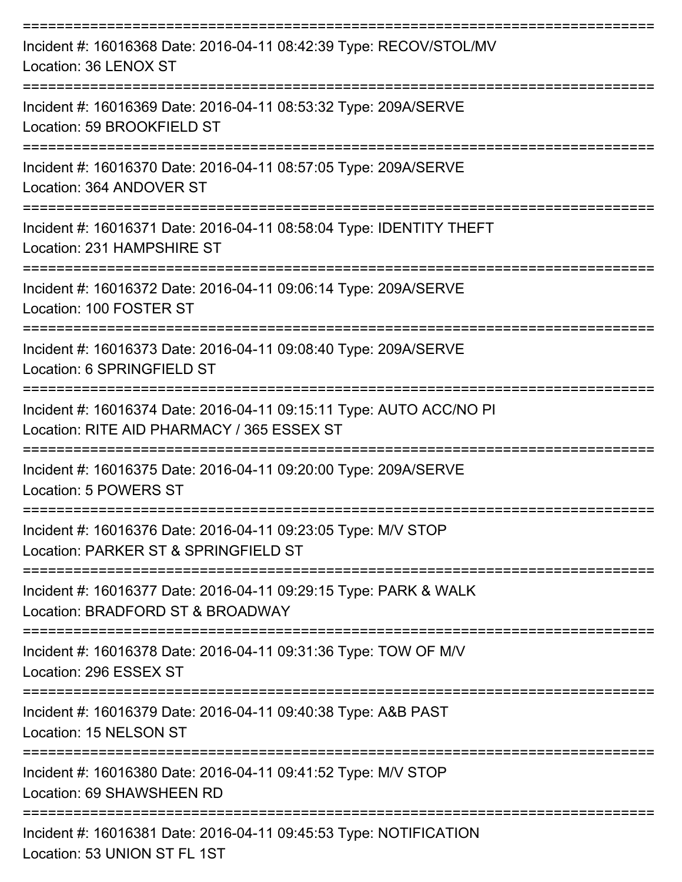===========================================================================

Incident #: 16016368 Date: 2016-04-11 08:42:39 Type: RECOV/STOL/MV
Location: 36 LENOX ST

===========================================================================

Incident #: 16016369 Date: 2016-04-11 08:53:32 Type: 209A/SERVE
Location: 59 BROOKFIELD ST

===========================================================================

Incident #: 16016370 Date: 2016-04-11 08:57:05 Type: 209A/SERVE
Location: 364 ANDOVER ST

===========================================================================

Incident #: 16016371 Date: 2016-04-11 08:58:04 Type: IDENTITY THEFT
Location: 231 HAMPSHIRE ST

===========================================================================

Incident #: 16016372 Date: 2016-04-11 09:06:14 Type: 209A/SERVE
Location: 100 FOSTER ST

===========================================================================

Incident #: 16016373 Date: 2016-04-11 09:08:40 Type: 209A/SERVE
Location: 6 SPRINGFIELD ST

===========================================================================

Incident #: 16016374 Date: 2016-04-11 09:15:11 Type: AUTO ACC/NO PI
Location: RITE AID PHARMACY / 365 ESSEX ST

===========================================================================

Incident #: 16016375 Date: 2016-04-11 09:20:00 Type: 209A/SERVE
Location: 5 POWERS ST

===========================================================================

Incident #: 16016376 Date: 2016-04-11 09:23:05 Type: M/V STOP
Location: PARKER ST & SPRINGFIELD ST

===========================================================================

Incident #: 16016377 Date: 2016-04-11 09:29:15 Type: PARK & WALK
Location: BRADFORD ST & BROADWAY

===========================================================================

Incident #: 16016378 Date: 2016-04-11 09:31:36 Type: TOW OF M/V
Location: 296 ESSEX ST

===========================================================================

Incident #: 16016379 Date: 2016-04-11 09:40:38 Type: A&B PAST
Location: 15 NELSON ST

===========================================================================

Incident #: 16016380 Date: 2016-04-11 09:41:52 Type: M/V STOP
Location: 69 SHAWSHEEN RD

===========================================================================

Incident #: 16016381 Date: 2016-04-11 09:45:53 Type: NOTIFICATION
Location: 53 UNION ST FL 1ST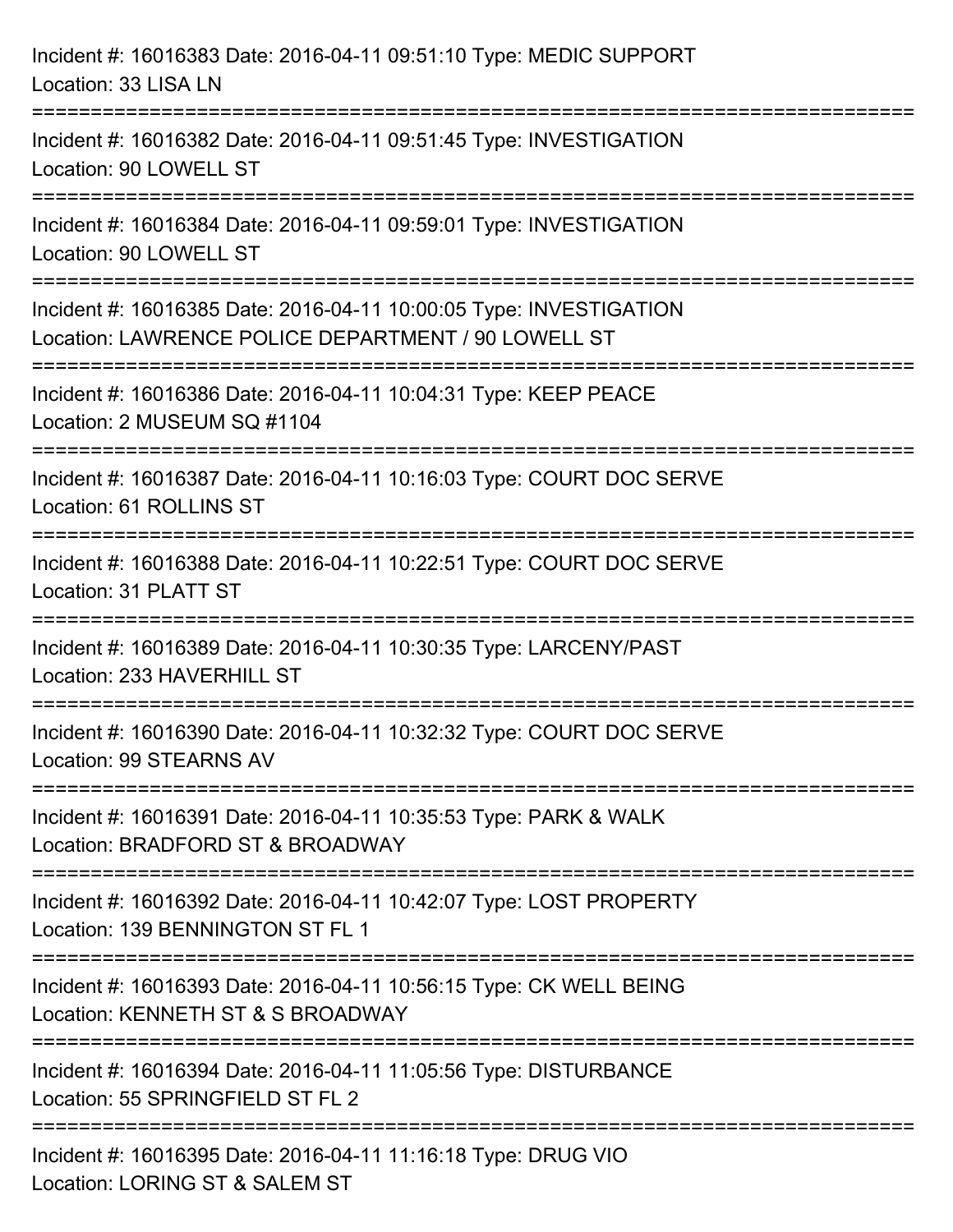Incident #: 16016383 Date: 2016-04-11 09:51:10 Type: MEDIC SUPPORT
Location: 33 LISA LN

===========================================================================

Incident #: 16016382 Date: 2016-04-11 09:51:45 Type: INVESTIGATION
Location: 90 LOWELL ST

===========================================================================

Incident #: 16016384 Date: 2016-04-11 09:59:01 Type: INVESTIGATION
Location: 90 LOWELL ST

===========================================================================

Incident #: 16016385 Date: 2016-04-11 10:00:05 Type: INVESTIGATION
Location: LAWRENCE POLICE DEPARTMENT / 90 LOWELL ST

===========================================================================

Incident #: 16016386 Date: 2016-04-11 10:04:31 Type: KEEP PEACE
Location: 2 MUSEUM SQ #1104

===========================================================================

Incident #: 16016387 Date: 2016-04-11 10:16:03 Type: COURT DOC SERVE
Location: 61 ROLLINS ST

===========================================================================

Incident #: 16016388 Date: 2016-04-11 10:22:51 Type: COURT DOC SERVE
Location: 31 PLATT ST

===========================================================================

Incident #: 16016389 Date: 2016-04-11 10:30:35 Type: LARCENY/PAST
Location: 233 HAVERHILL ST

===========================================================================

Incident #: 16016390 Date: 2016-04-11 10:32:32 Type: COURT DOC SERVE
Location: 99 STEARNS AV

===========================================================================

Incident #: 16016391 Date: 2016-04-11 10:35:53 Type: PARK & WALK
Location: BRADFORD ST & BROADWAY

===========================================================================

Incident #: 16016392 Date: 2016-04-11 10:42:07 Type: LOST PROPERTY
Location: 139 BENNINGTON ST FL 1

===========================================================================

Incident #: 16016393 Date: 2016-04-11 10:56:15 Type: CK WELL BEING
Location: KENNETH ST & S BROADWAY

===========================================================================

Incident #: 16016394 Date: 2016-04-11 11:05:56 Type: DISTURBANCE
Location: 55 SPRINGFIELD ST FL 2

===========================================================================

Incident #: 16016395 Date: 2016-04-11 11:16:18 Type: DRUG VIO
Location: LORING ST & SALEM ST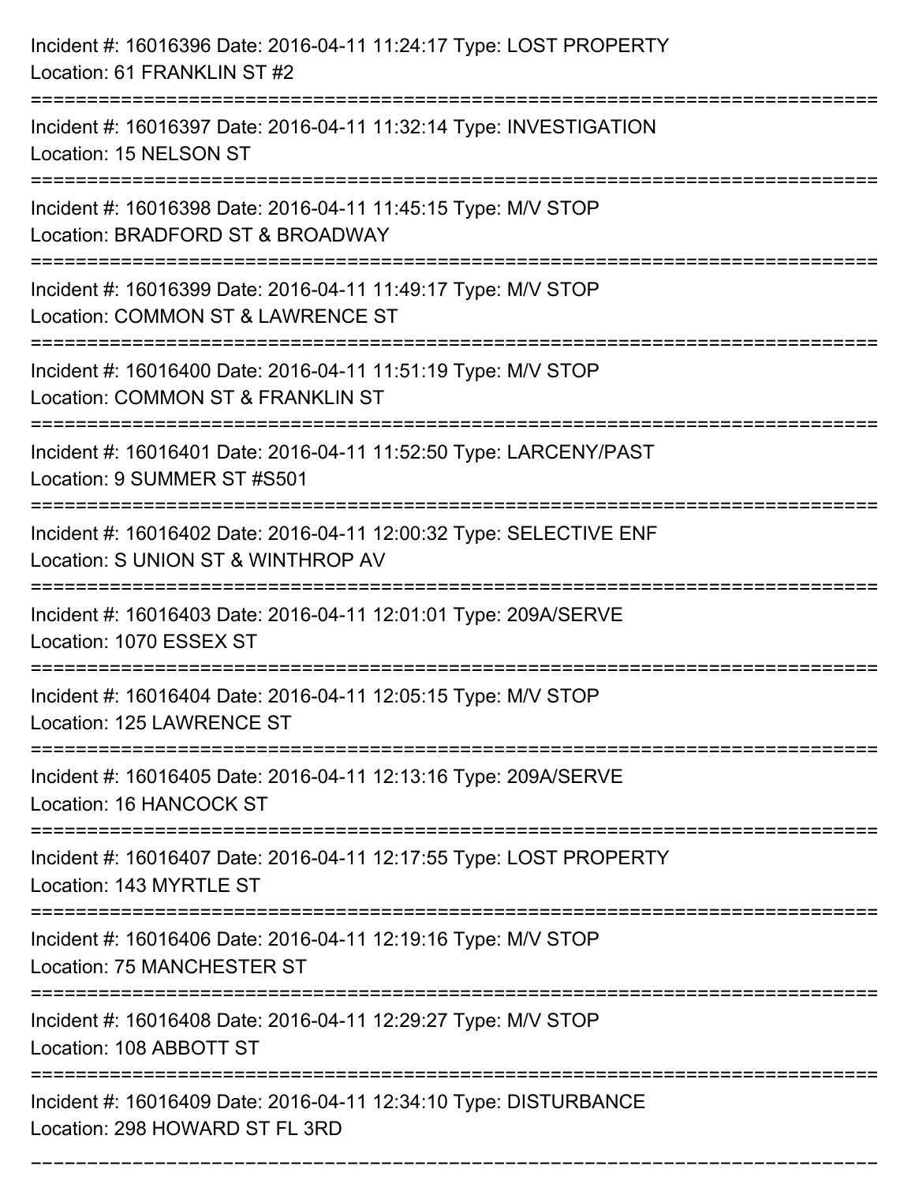Incident #: 16016396 Date: 2016-04-11 11:24:17 Type: LOST PROPERTY
Location: 61 FRANKLIN ST #2

===========================================================================

Incident #: 16016397 Date: 2016-04-11 11:32:14 Type: INVESTIGATION
Location: 15 NELSON ST

===========================================================================

Incident #: 16016398 Date: 2016-04-11 11:45:15 Type: M/V STOP
Location: BRADFORD ST & BROADWAY

===========================================================================

Incident #: 16016399 Date: 2016-04-11 11:49:17 Type: M/V STOP
Location: COMMON ST & LAWRENCE ST

===========================================================================

Incident #: 16016400 Date: 2016-04-11 11:51:19 Type: M/V STOP
Location: COMMON ST & FRANKLIN ST

===========================================================================

Incident #: 16016401 Date: 2016-04-11 11:52:50 Type: LARCENY/PAST
Location: 9 SUMMER ST #S501

===========================================================================

Incident #: 16016402 Date: 2016-04-11 12:00:32 Type: SELECTIVE ENF
Location: S UNION ST & WINTHROP AV

===========================================================================

Incident #: 16016403 Date: 2016-04-11 12:01:01 Type: 209A/SERVE
Location: 1070 ESSEX ST

===========================================================================

Incident #: 16016404 Date: 2016-04-11 12:05:15 Type: M/V STOP
Location: 125 LAWRENCE ST

===========================================================================

Incident #: 16016405 Date: 2016-04-11 12:13:16 Type: 209A/SERVE
Location: 16 HANCOCK ST

===========================================================================

Incident #: 16016407 Date: 2016-04-11 12:17:55 Type: LOST PROPERTY
Location: 143 MYRTLE ST

===========================================================================

Incident #: 16016406 Date: 2016-04-11 12:19:16 Type: M/V STOP
Location: 75 MANCHESTER ST

===========================================================================

Incident #: 16016408 Date: 2016-04-11 12:29:27 Type: M/V STOP
Location: 108 ABBOTT ST

===========================================================================

Incident #: 16016409 Date: 2016-04-11 12:34:10 Type: DISTURBANCE
Location: 298 HOWARD ST FL 3RD

===========================================================================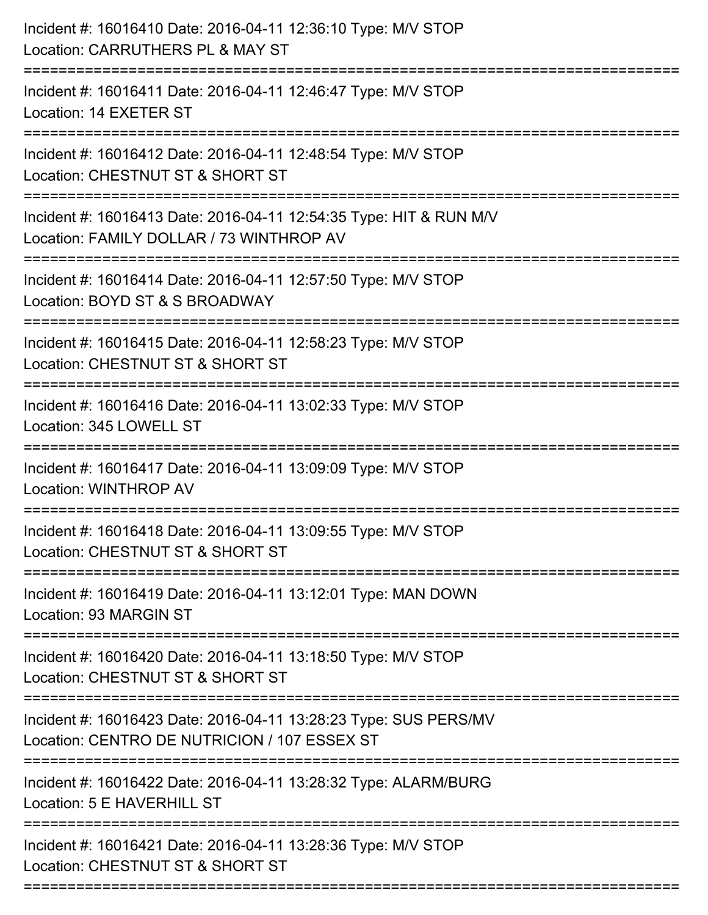Incident #: 16016410 Date: 2016-04-11 12:36:10 Type: M/V STOP
Location: CARRUTHERS PL & MAY ST

===========================================================================

Incident #: 16016411 Date: 2016-04-11 12:46:47 Type: M/V STOP
Location: 14 EXETER ST

===========================================================================

Incident #: 16016412 Date: 2016-04-11 12:48:54 Type: M/V STOP
Location: CHESTNUT ST & SHORT ST

===========================================================================

Incident #: 16016413 Date: 2016-04-11 12:54:35 Type: HIT & RUN M/V
Location: FAMILY DOLLAR / 73 WINTHROP AV

===========================================================================

Incident #: 16016414 Date: 2016-04-11 12:57:50 Type: M/V STOP
Location: BOYD ST & S BROADWAY

===========================================================================

Incident #: 16016415 Date: 2016-04-11 12:58:23 Type: M/V STOP
Location: CHESTNUT ST & SHORT ST

===========================================================================

Incident #: 16016416 Date: 2016-04-11 13:02:33 Type: M/V STOP
Location: 345 LOWELL ST

===========================================================================

Incident #: 16016417 Date: 2016-04-11 13:09:09 Type: M/V STOP
Location: WINTHROP AV

===========================================================================

Incident #: 16016418 Date: 2016-04-11 13:09:55 Type: M/V STOP
Location: CHESTNUT ST & SHORT ST

===========================================================================

Incident #: 16016419 Date: 2016-04-11 13:12:01 Type: MAN DOWN
Location: 93 MARGIN ST

===========================================================================

Incident #: 16016420 Date: 2016-04-11 13:18:50 Type: M/V STOP
Location: CHESTNUT ST & SHORT ST

===========================================================================

Incident #: 16016423 Date: 2016-04-11 13:28:23 Type: SUS PERS/MV
Location: CENTRO DE NUTRICION / 107 ESSEX ST

===========================================================================

Incident #: 16016422 Date: 2016-04-11 13:28:32 Type: ALARM/BURG
Location: 5 E HAVERHILL ST

===========================================================================

Incident #: 16016421 Date: 2016-04-11 13:28:36 Type: M/V STOP
Location: CHESTNUT ST & SHORT ST

===========================================================================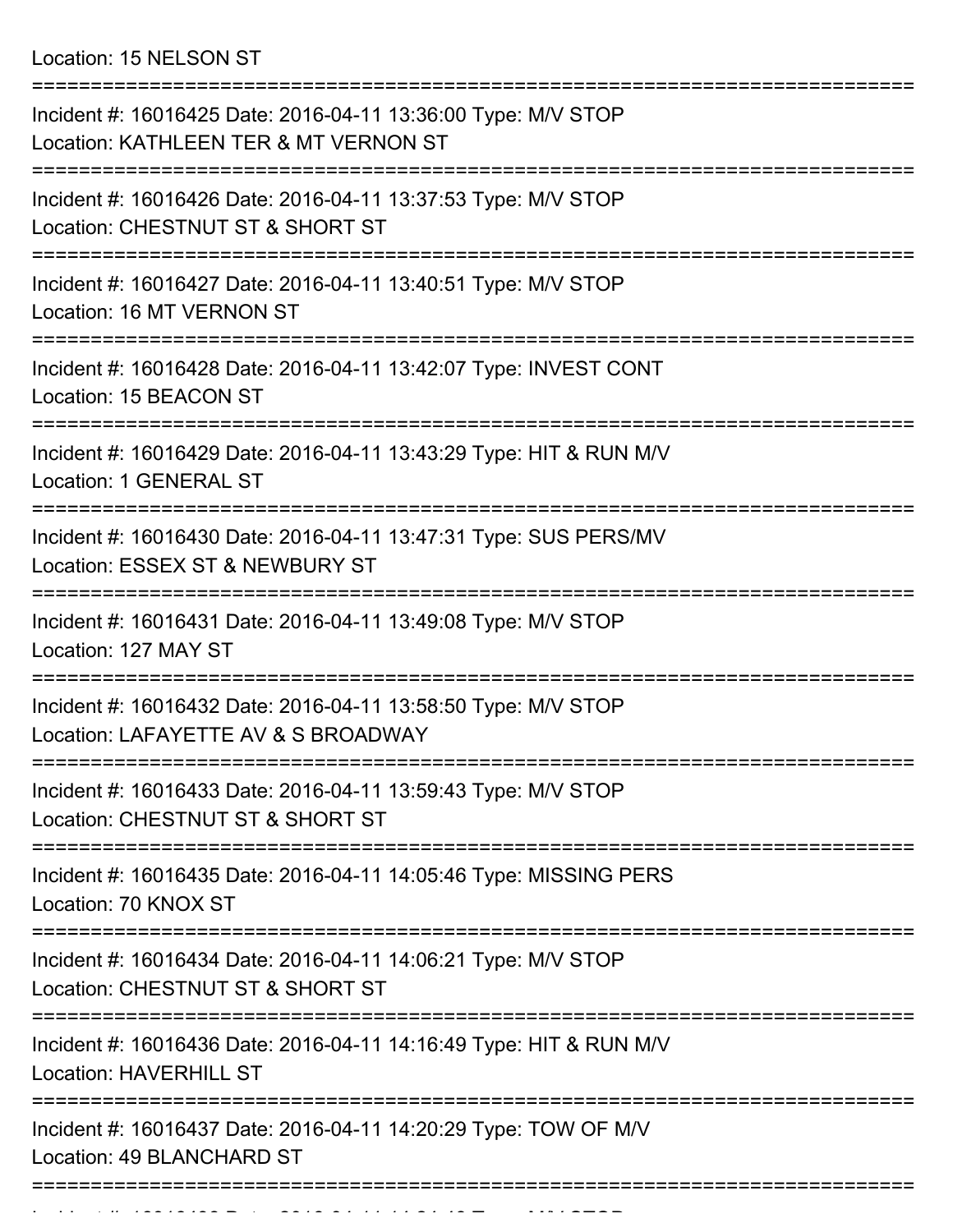Location: 15 NELSON ST

===========================================================================

Incident #: 16016425 Date: 2016-04-11 13:36:00 Type: M/V STOP
Location: KATHLEEN TER & MT VERNON ST

===========================================================================

Incident #: 16016426 Date: 2016-04-11 13:37:53 Type: M/V STOP
Location: CHESTNUT ST & SHORT ST

===========================================================================

Incident #: 16016427 Date: 2016-04-11 13:40:51 Type: M/V STOP
Location: 16 MT VERNON ST

===========================================================================

Incident #: 16016428 Date: 2016-04-11 13:42:07 Type: INVEST CONT
Location: 15 BEACON ST

===========================================================================

Incident #: 16016429 Date: 2016-04-11 13:43:29 Type: HIT & RUN M/V
Location: 1 GENERAL ST

===========================================================================

Incident #: 16016430 Date: 2016-04-11 13:47:31 Type: SUS PERS/MV
Location: ESSEX ST & NEWBURY ST

===========================================================================

Incident #: 16016431 Date: 2016-04-11 13:49:08 Type: M/V STOP
Location: 127 MAY ST

===========================================================================

Incident #: 16016432 Date: 2016-04-11 13:58:50 Type: M/V STOP
Location: LAFAYETTE AV & S BROADWAY

===========================================================================

Incident #: 16016433 Date: 2016-04-11 13:59:43 Type: M/V STOP
Location: CHESTNUT ST & SHORT ST

===========================================================================

Incident #: 16016435 Date: 2016-04-11 14:05:46 Type: MISSING PERS
Location: 70 KNOX ST

===========================================================================

Incident #: 16016434 Date: 2016-04-11 14:06:21 Type: M/V STOP
Location: CHESTNUT ST & SHORT ST

===========================================================================

Incident #: 16016436 Date: 2016-04-11 14:16:49 Type: HIT & RUN M/V
Location: HAVERHILL ST

===========================================================================

Incident #: 16016437 Date: 2016-04-11 14:20:29 Type: TOW OF M/V
Location: 49 BLANCHARD ST

===========================================================================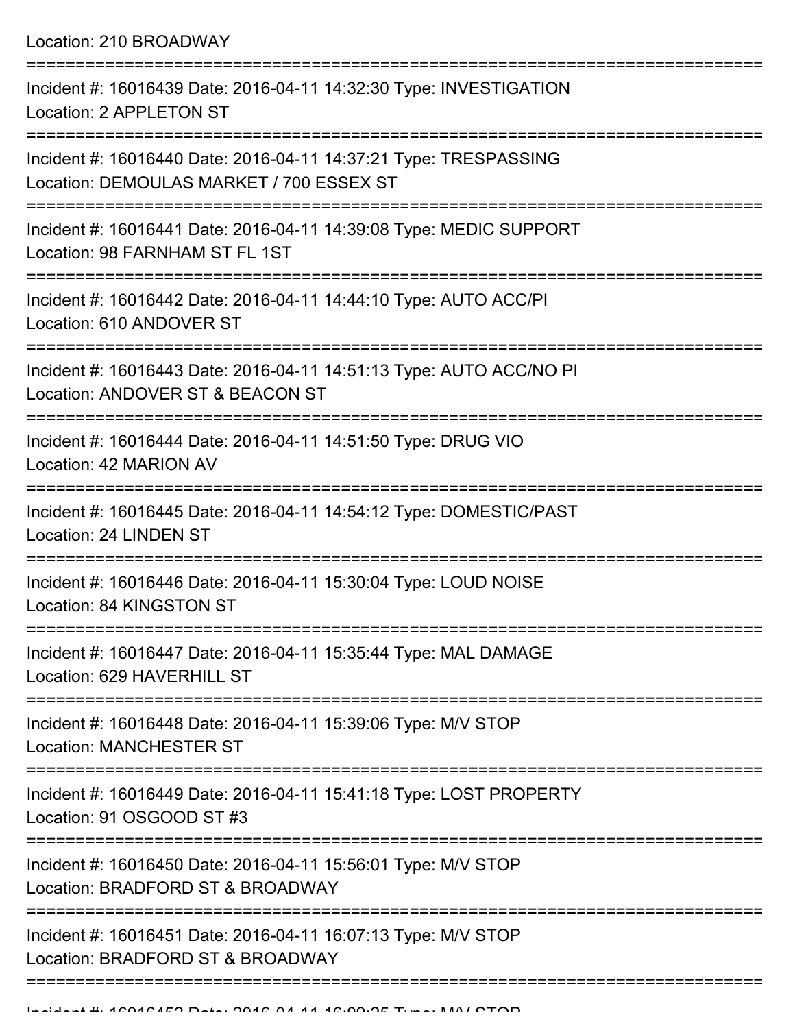Location: 210 BROADWAY

===========================================================================

Incident #: 16016439 Date: 2016-04-11 14:32:30 Type: INVESTIGATION
Location: 2 APPLETON ST

===========================================================================

Incident #: 16016440 Date: 2016-04-11 14:37:21 Type: TRESPASSING
Location: DEMOULAS MARKET / 700 ESSEX ST

===========================================================================

Incident #: 16016441 Date: 2016-04-11 14:39:08 Type: MEDIC SUPPORT
Location: 98 FARNHAM ST FL 1ST

===========================================================================

Incident #: 16016442 Date: 2016-04-11 14:44:10 Type: AUTO ACC/PI
Location: 610 ANDOVER ST

===========================================================================

Incident #: 16016443 Date: 2016-04-11 14:51:13 Type: AUTO ACC/NO PI
Location: ANDOVER ST & BEACON ST

===========================================================================

Incident #: 16016444 Date: 2016-04-11 14:51:50 Type: DRUG VIO
Location: 42 MARION AV

===========================================================================

Incident #: 16016445 Date: 2016-04-11 14:54:12 Type: DOMESTIC/PAST
Location: 24 LINDEN ST

===========================================================================

Incident #: 16016446 Date: 2016-04-11 15:30:04 Type: LOUD NOISE
Location: 84 KINGSTON ST

===========================================================================

Incident #: 16016447 Date: 2016-04-11 15:35:44 Type: MAL DAMAGE
Location: 629 HAVERHILL ST

===========================================================================

Incident #: 16016448 Date: 2016-04-11 15:39:06 Type: M/V STOP
Location: MANCHESTER ST

===========================================================================

Incident #: 16016449 Date: 2016-04-11 15:41:18 Type: LOST PROPERTY
Location: 91 OSGOOD ST #3

===========================================================================

Incident #: 16016450 Date: 2016-04-11 15:56:01 Type: M/V STOP
Location: BRADFORD ST & BROADWAY

===========================================================================

Incident #: 16016451 Date: 2016-04-11 16:07:13 Type: M/V STOP
Location: BRADFORD ST & BROADWAY

===========================================================================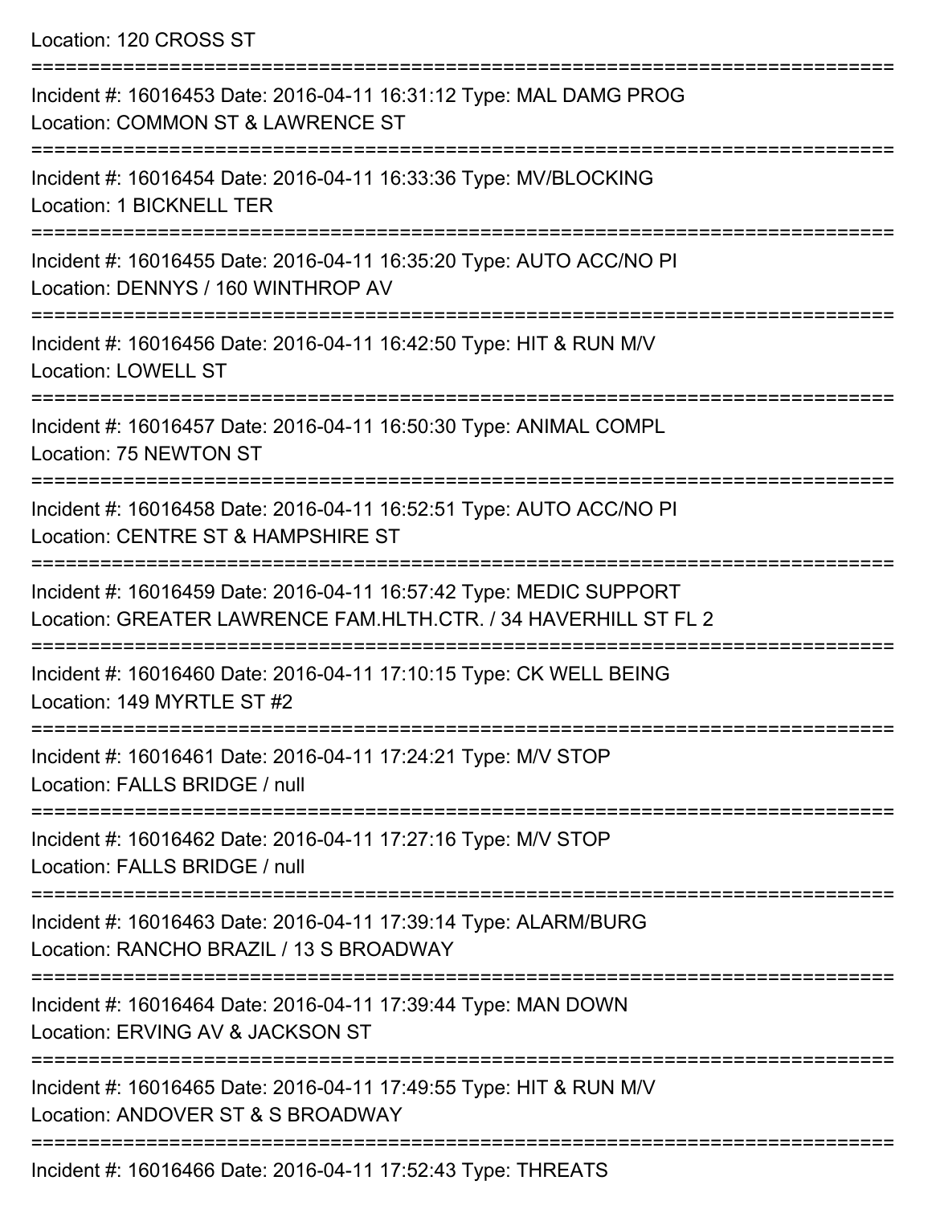Location: 120 CROSS ST

===========================================================================

Incident #: 16016453 Date: 2016-04-11 16:31:12 Type: MAL DAMG PROG
Location: COMMON ST & LAWRENCE ST

===========================================================================

Incident #: 16016454 Date: 2016-04-11 16:33:36 Type: MV/BLOCKING
Location: 1 BICKNELL TER

===========================================================================

Incident #: 16016455 Date: 2016-04-11 16:35:20 Type: AUTO ACC/NO PI
Location: DENNYS / 160 WINTHROP AV

===========================================================================

Incident #: 16016456 Date: 2016-04-11 16:42:50 Type: HIT & RUN M/V
Location: LOWELL ST

===========================================================================

Incident #: 16016457 Date: 2016-04-11 16:50:30 Type: ANIMAL COMPL
Location: 75 NEWTON ST

===========================================================================

Incident #: 16016458 Date: 2016-04-11 16:52:51 Type: AUTO ACC/NO PI
Location: CENTRE ST & HAMPSHIRE ST

===========================================================================

Incident #: 16016459 Date: 2016-04-11 16:57:42 Type: MEDIC SUPPORT
Location: GREATER LAWRENCE FAM.HLTH.CTR. / 34 HAVERHILL ST FL 2

===========================================================================

Incident #: 16016460 Date: 2016-04-11 17:10:15 Type: CK WELL BEING
Location: 149 MYRTLE ST #2

===========================================================================

Incident #: 16016461 Date: 2016-04-11 17:24:21 Type: M/V STOP
Location: FALLS BRIDGE / null

===========================================================================

Incident #: 16016462 Date: 2016-04-11 17:27:16 Type: M/V STOP
Location: FALLS BRIDGE / null

===========================================================================

Incident #: 16016463 Date: 2016-04-11 17:39:14 Type: ALARM/BURG
Location: RANCHO BRAZIL / 13 S BROADWAY

===========================================================================

Incident #: 16016464 Date: 2016-04-11 17:39:44 Type: MAN DOWN
Location: ERVING AV & JACKSON ST

===========================================================================

Incident #: 16016465 Date: 2016-04-11 17:49:55 Type: HIT & RUN M/V
Location: ANDOVER ST & S BROADWAY

===========================================================================

Incident #: 16016466 Date: 2016-04-11 17:52:43 Type: THREATS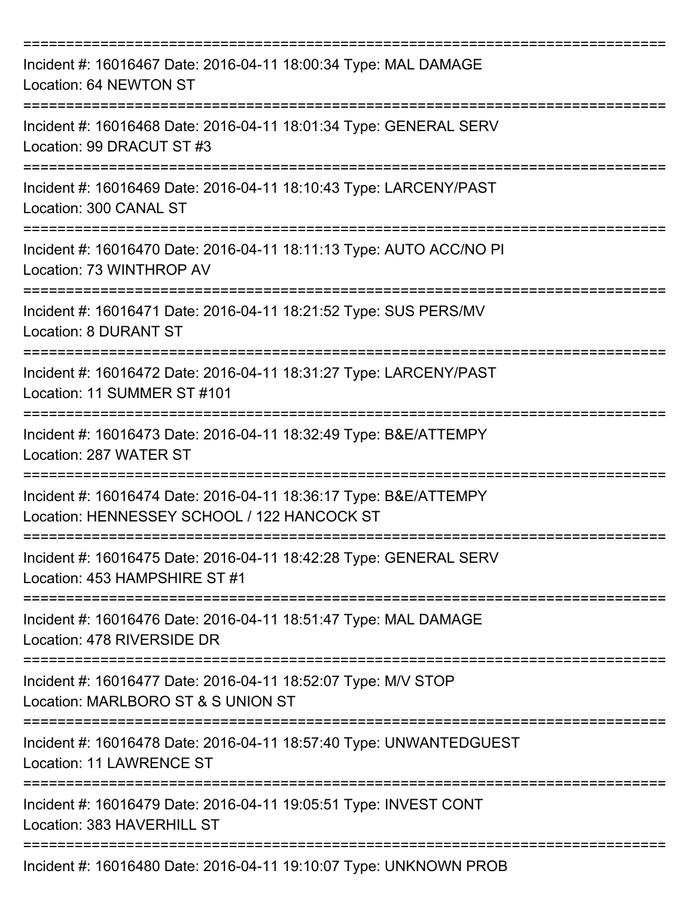===========================================================================

Incident #: 16016467 Date: 2016-04-11 18:00:34 Type: MAL DAMAGE
Location: 64 NEWTON ST

===========================================================================

Incident #: 16016468 Date: 2016-04-11 18:01:34 Type: GENERAL SERV
Location: 99 DRACUT ST #3

===========================================================================

Incident #: 16016469 Date: 2016-04-11 18:10:43 Type: LARCENY/PAST
Location: 300 CANAL ST

===========================================================================

Incident #: 16016470 Date: 2016-04-11 18:11:13 Type: AUTO ACC/NO PI
Location: 73 WINTHROP AV

===========================================================================

Incident #: 16016471 Date: 2016-04-11 18:21:52 Type: SUS PERS/MV
Location: 8 DURANT ST

===========================================================================

Incident #: 16016472 Date: 2016-04-11 18:31:27 Type: LARCENY/PAST
Location: 11 SUMMER ST #101

===========================================================================

Incident #: 16016473 Date: 2016-04-11 18:32:49 Type: B&E/ATTEMPY
Location: 287 WATER ST

===========================================================================

Incident #: 16016474 Date: 2016-04-11 18:36:17 Type: B&E/ATTEMPY
Location: HENNESSEY SCHOOL / 122 HANCOCK ST

===========================================================================

Incident #: 16016475 Date: 2016-04-11 18:42:28 Type: GENERAL SERV
Location: 453 HAMPSHIRE ST #1

===========================================================================

Incident #: 16016476 Date: 2016-04-11 18:51:47 Type: MAL DAMAGE
Location: 478 RIVERSIDE DR

===========================================================================

Incident #: 16016477 Date: 2016-04-11 18:52:07 Type: M/V STOP
Location: MARLBORO ST & S UNION ST

===========================================================================

Incident #: 16016478 Date: 2016-04-11 18:57:40 Type: UNWANTEDGUEST
Location: 11 LAWRENCE ST

===========================================================================

Incident #: 16016479 Date: 2016-04-11 19:05:51 Type: INVEST CONT
Location: 383 HAVERHILL ST

===========================================================================

Incident #: 16016480 Date: 2016-04-11 19:10:07 Type: UNKNOWN PROB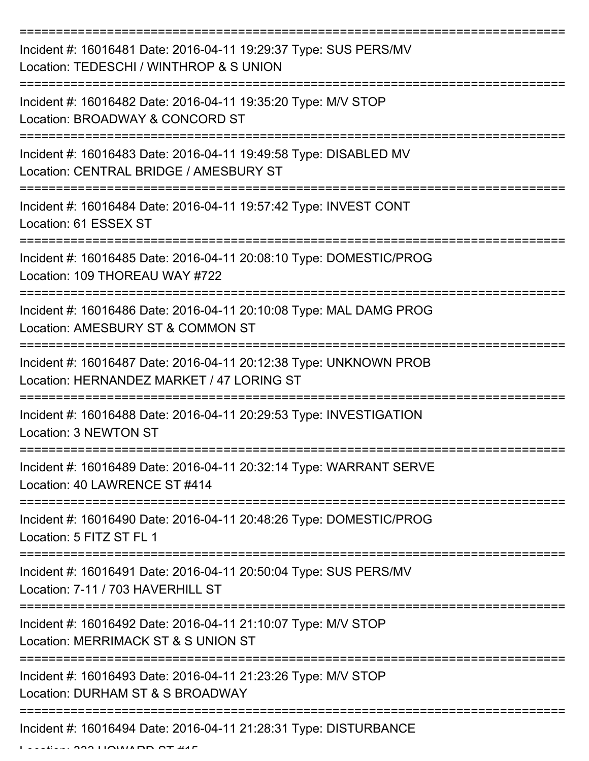===========================================================================

Incident #: 16016481 Date: 2016-04-11 19:29:37 Type: SUS PERS/MV

Location: TEDESCHI / WINTHROP & S UNION

===========================================================================

Incident #: 16016482 Date: 2016-04-11 19:35:20 Type: M/V STOP

Location: BROADWAY & CONCORD ST

===========================================================================

Incident #: 16016483 Date: 2016-04-11 19:49:58 Type: DISABLED MV

Location: CENTRAL BRIDGE / AMESBURY ST

===========================================================================

Incident #: 16016484 Date: 2016-04-11 19:57:42 Type: INVEST CONT

Location: 61 ESSEX ST

===========================================================================

Incident #: 16016485 Date: 2016-04-11 20:08:10 Type: DOMESTIC/PROG

Location: 109 THOREAU WAY #722

===========================================================================

Incident #: 16016486 Date: 2016-04-11 20:10:08 Type: MAL DAMG PROG

Location: AMESBURY ST & COMMON ST

===========================================================================

Incident #: 16016487 Date: 2016-04-11 20:12:38 Type: UNKNOWN PROB

Location: HERNANDEZ MARKET / 47 LORING ST

===========================================================================

Incident #: 16016488 Date: 2016-04-11 20:29:53 Type: INVESTIGATION

Location: 3 NEWTON ST

===========================================================================

Incident #: 16016489 Date: 2016-04-11 20:32:14 Type: WARRANT SERVE

Location: 40 LAWRENCE ST #414

===========================================================================

Incident #: 16016490 Date: 2016-04-11 20:48:26 Type: DOMESTIC/PROG

Location: 5 FITZ ST FL 1

===========================================================================

Incident #: 16016491 Date: 2016-04-11 20:50:04 Type: SUS PERS/MV

Location: 7-11 / 703 HAVERHILL ST

===========================================================================

Incident #: 16016492 Date: 2016-04-11 21:10:07 Type: M/V STOP

Location: MERRIMACK ST & S UNION ST

===========================================================================

Incident #: 16016493 Date: 2016-04-11 21:23:26 Type: M/V STOP

Location: DURHAM ST & S BROADWAY

===========================================================================

Incident #: 16016494 Date: 2016-04-11 21:28:31 Type: DISTURBANCE

Location: 232 HOWARD ST #15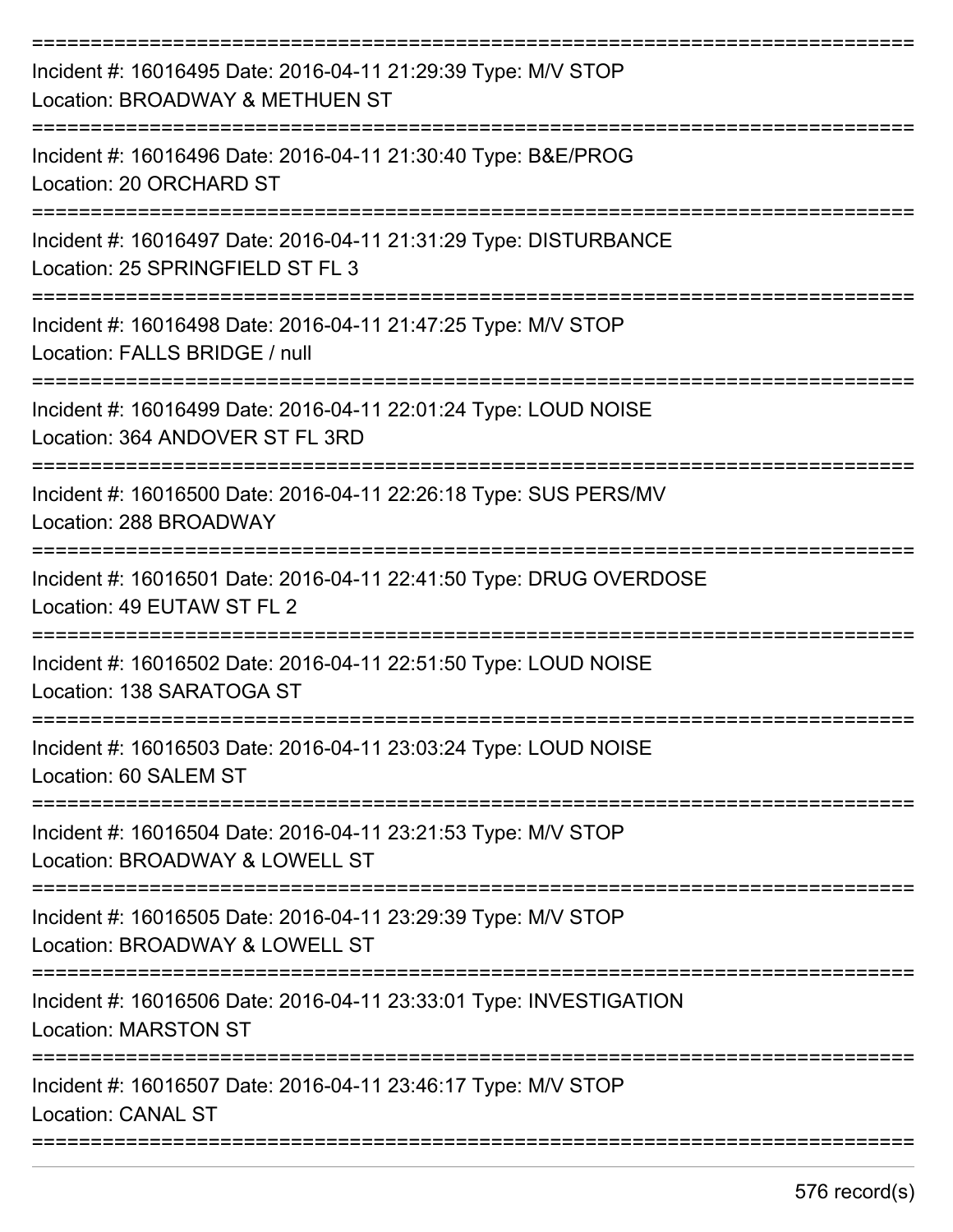===========================================================================

Incident #: 16016495 Date: 2016-04-11 21:29:39 Type: M/V STOP
Location: BROADWAY & METHUEN ST

===========================================================================

Incident #: 16016496 Date: 2016-04-11 21:30:40 Type: B&E/PROG
Location: 20 ORCHARD ST

===========================================================================

Incident #: 16016497 Date: 2016-04-11 21:31:29 Type: DISTURBANCE
Location: 25 SPRINGFIELD ST FL 3

===========================================================================

Incident #: 16016498 Date: 2016-04-11 21:47:25 Type: M/V STOP
Location: FALLS BRIDGE / null

===========================================================================

Incident #: 16016499 Date: 2016-04-11 22:01:24 Type: LOUD NOISE
Location: 364 ANDOVER ST FL 3RD

===========================================================================

Incident #: 16016500 Date: 2016-04-11 22:26:18 Type: SUS PERS/MV
Location: 288 BROADWAY

===========================================================================

Incident #: 16016501 Date: 2016-04-11 22:41:50 Type: DRUG OVERDOSE
Location: 49 EUTAW ST FL 2

===========================================================================

Incident #: 16016502 Date: 2016-04-11 22:51:50 Type: LOUD NOISE
Location: 138 SARATOGA ST

===========================================================================

Incident #: 16016503 Date: 2016-04-11 23:03:24 Type: LOUD NOISE
Location: 60 SALEM ST

===========================================================================

Incident #: 16016504 Date: 2016-04-11 23:21:53 Type: M/V STOP
Location: BROADWAY & LOWELL ST

===========================================================================

Incident #: 16016505 Date: 2016-04-11 23:29:39 Type: M/V STOP
Location: BROADWAY & LOWELL ST

===========================================================================

Incident #: 16016506 Date: 2016-04-11 23:33:01 Type: INVESTIGATION
Location: MARSTON ST

===========================================================================

Incident #: 16016507 Date: 2016-04-11 23:46:17 Type: M/V STOP
Location: CANAL ST

===========================================================================

576 record(s)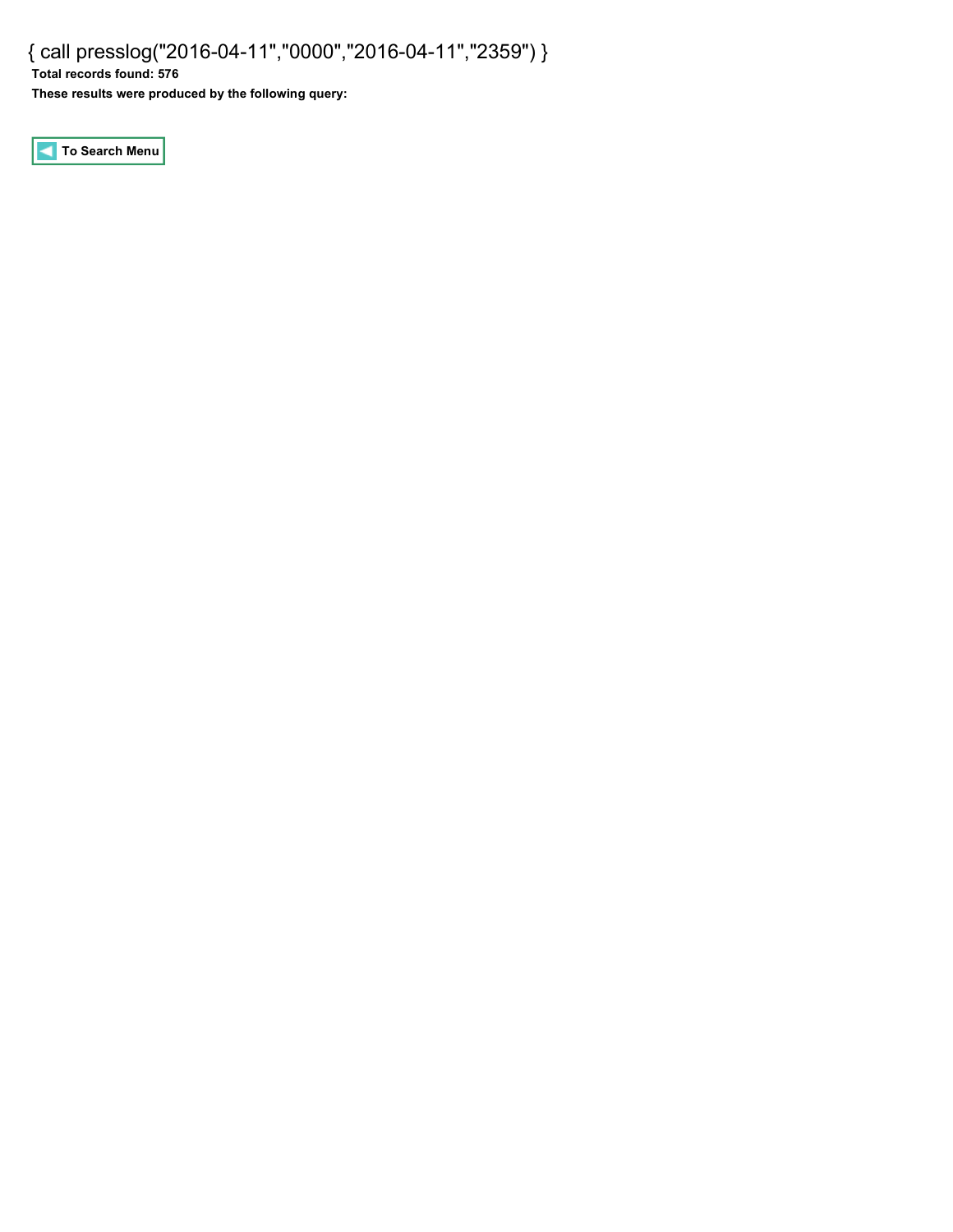{ call presslog("2016-04-11","0000","2016-04-11","2359") }

**Total records found: 576**

**These results were produced by the following query:**

**To Search Menu**